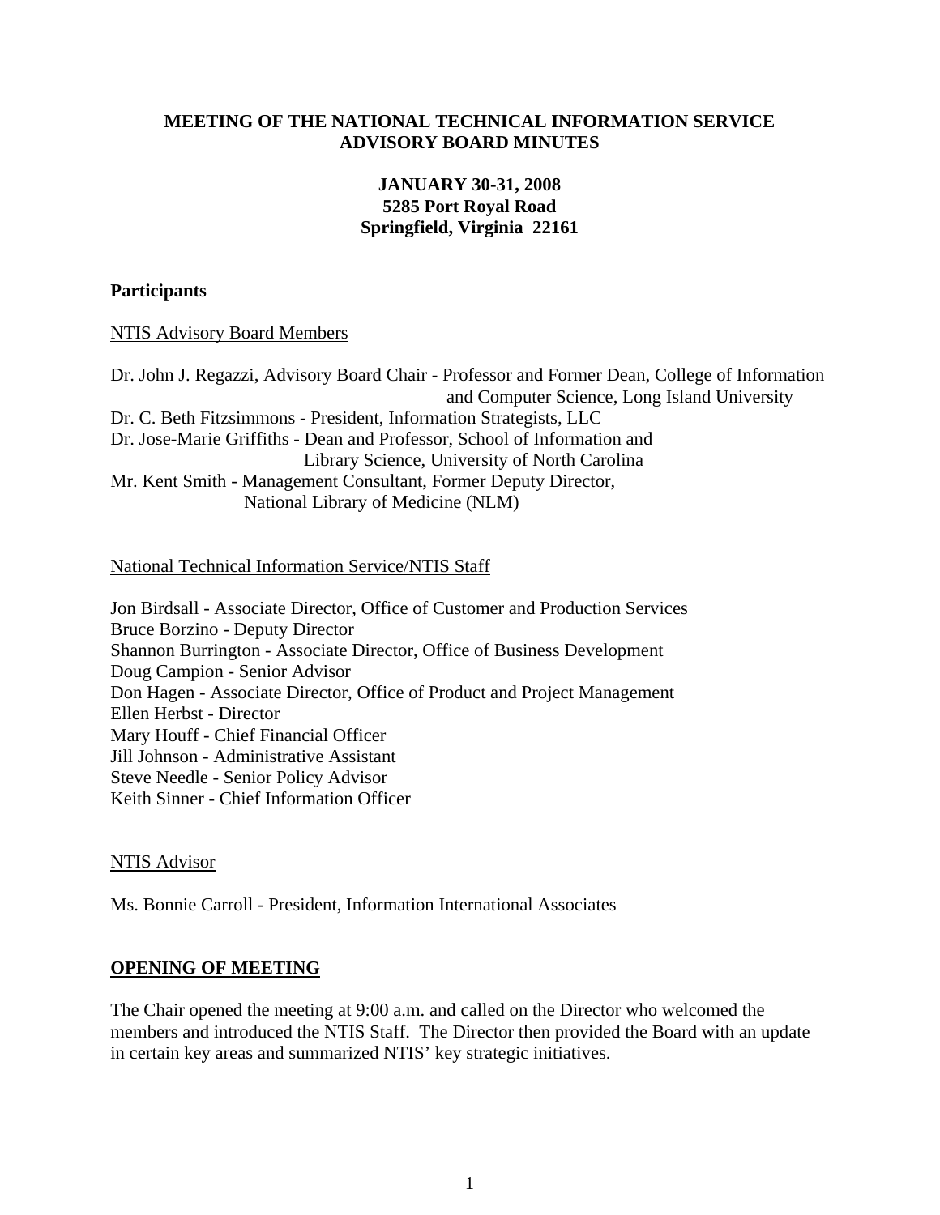# MEETING OF THE NATIONAL TECHNICAL INFORMATION SERVICE ADVISORY BOARD MINUTES

**JANUARY 30-31, 2008**
**5285 Port Royal Road**
**Springfield, Virginia 22161**

**Participants**

NTIS Advisory Board Members

Dr. John J. Regazzi, Advisory Board Chair - Professor and Former Dean, College of Information and Computer Science, Long Island University
Dr. C. Beth Fitzsimmons - President, Information Strategists, LLC
Dr. Jose-Marie Griffiths - Dean and Professor, School of Information and Library Science, University of North Carolina
Mr. Kent Smith - Management Consultant, Former Deputy Director, National Library of Medicine (NLM)

National Technical Information Service/NTIS Staff

Jon Birdsall - Associate Director, Office of Customer and Production Services
Bruce Borzino - Deputy Director
Shannon Burrington - Associate Director, Office of Business Development
Doug Campion - Senior Advisor
Don Hagen - Associate Director, Office of Product and Project Management
Ellen Herbst - Director
Mary Houff - Chief Financial Officer
Jill Johnson - Administrative Assistant
Steve Needle - Senior Policy Advisor
Keith Sinner - Chief Information Officer

NTIS Advisor

Ms. Bonnie Carroll - President, Information International Associates

## OPENING OF MEETING

The Chair opened the meeting at 9:00 a.m. and called on the Director who welcomed the members and introduced the NTIS Staff. The Director then provided the Board with an update in certain key areas and summarized NTIS' key strategic initiatives.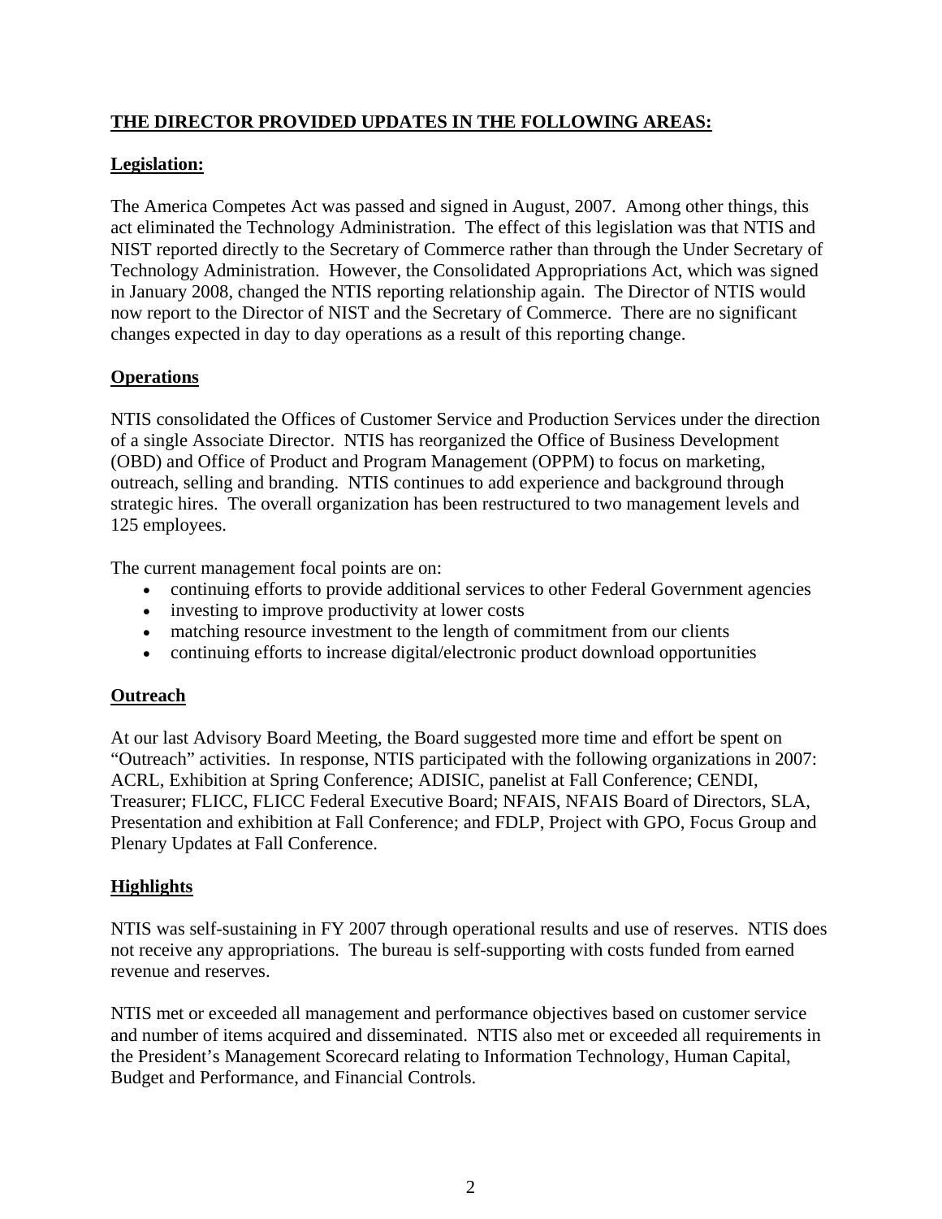## **THE DIRECTOR PROVIDED UPDATES IN THE FOLLOWING AREAS:**

### **Legislation:**

The America Competes Act was passed and signed in August, 2007. Among other things, this act eliminated the Technology Administration. The effect of this legislation was that NTIS and NIST reported directly to the Secretary of Commerce rather than through the Under Secretary of Technology Administration. However, the Consolidated Appropriations Act, which was signed in January 2008, changed the NTIS reporting relationship again. The Director of NTIS would now report to the Director of NIST and the Secretary of Commerce. There are no significant changes expected in day to day operations as a result of this reporting change.

### **Operations**

NTIS consolidated the Offices of Customer Service and Production Services under the direction of a single Associate Director. NTIS has reorganized the Office of Business Development (OBD) and Office of Product and Program Management (OPPM) to focus on marketing, outreach, selling and branding. NTIS continues to add experience and background through strategic hires. The overall organization has been restructured to two management levels and 125 employees.

The current management focal points are on:

- continuing efforts to provide additional services to other Federal Government agencies
- investing to improve productivity at lower costs
- matching resource investment to the length of commitment from our clients
- continuing efforts to increase digital/electronic product download opportunities

### **Outreach**

At our last Advisory Board Meeting, the Board suggested more time and effort be spent on "Outreach" activities. In response, NTIS participated with the following organizations in 2007: ACRL, Exhibition at Spring Conference; ADISIC, panelist at Fall Conference; CENDI, Treasurer; FLICC, FLICC Federal Executive Board; NFAIS, NFAIS Board of Directors, SLA, Presentation and exhibition at Fall Conference; and FDLP, Project with GPO, Focus Group and Plenary Updates at Fall Conference.

### **Highlights**

NTIS was self-sustaining in FY 2007 through operational results and use of reserves. NTIS does not receive any appropriations. The bureau is self-supporting with costs funded from earned revenue and reserves.

NTIS met or exceeded all management and performance objectives based on customer service and number of items acquired and disseminated. NTIS also met or exceeded all requirements in the President's Management Scorecard relating to Information Technology, Human Capital, Budget and Performance, and Financial Controls.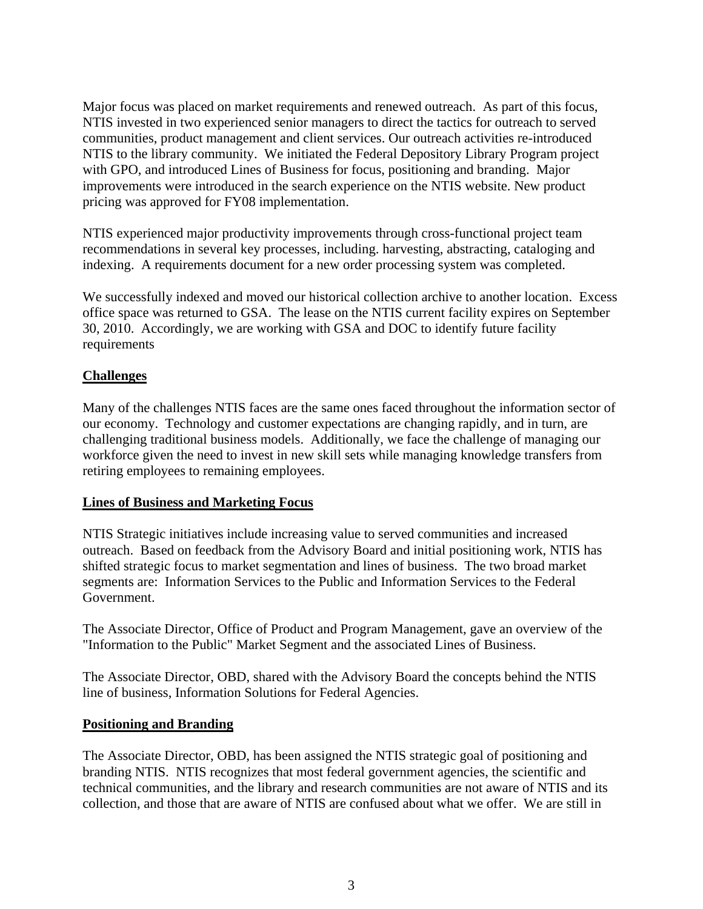Major focus was placed on market requirements and renewed outreach. As part of this focus, NTIS invested in two experienced senior managers to direct the tactics for outreach to served communities, product management and client services. Our outreach activities re-introduced NTIS to the library community. We initiated the Federal Depository Library Program project with GPO, and introduced Lines of Business for focus, positioning and branding. Major improvements were introduced in the search experience on the NTIS website. New product pricing was approved for FY08 implementation.

NTIS experienced major productivity improvements through cross-functional project team recommendations in several key processes, including. harvesting, abstracting, cataloging and indexing. A requirements document for a new order processing system was completed.

We successfully indexed and moved our historical collection archive to another location. Excess office space was returned to GSA. The lease on the NTIS current facility expires on September 30, 2010. Accordingly, we are working with GSA and DOC to identify future facility requirements

## Challenges

Many of the challenges NTIS faces are the same ones faced throughout the information sector of our economy. Technology and customer expectations are changing rapidly, and in turn, are challenging traditional business models. Additionally, we face the challenge of managing our workforce given the need to invest in new skill sets while managing knowledge transfers from retiring employees to remaining employees.

## Lines of Business and Marketing Focus

NTIS Strategic initiatives include increasing value to served communities and increased outreach. Based on feedback from the Advisory Board and initial positioning work, NTIS has shifted strategic focus to market segmentation and lines of business. The two broad market segments are: Information Services to the Public and Information Services to the Federal Government.

The Associate Director, Office of Product and Program Management, gave an overview of the "Information to the Public" Market Segment and the associated Lines of Business.

The Associate Director, OBD, shared with the Advisory Board the concepts behind the NTIS line of business, Information Solutions for Federal Agencies.

## Positioning and Branding

The Associate Director, OBD, has been assigned the NTIS strategic goal of positioning and branding NTIS. NTIS recognizes that most federal government agencies, the scientific and technical communities, and the library and research communities are not aware of NTIS and its collection, and those that are aware of NTIS are confused about what we offer. We are still in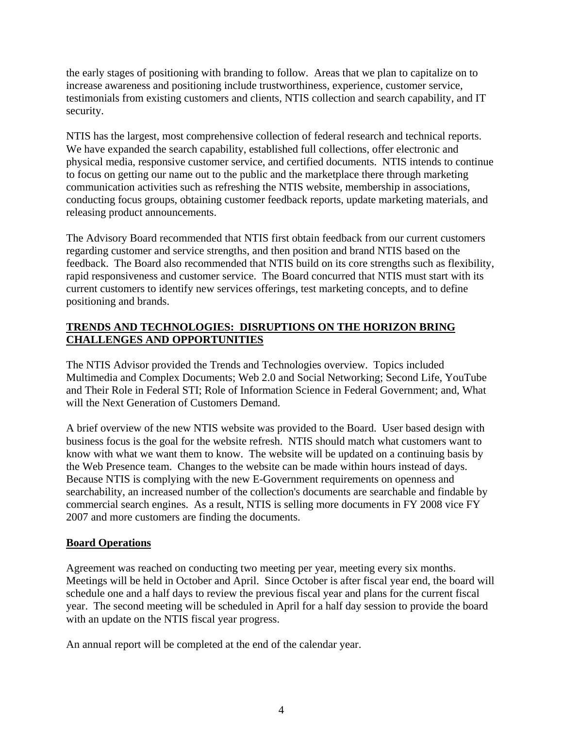the early stages of positioning with branding to follow. Areas that we plan to capitalize on to increase awareness and positioning include trustworthiness, experience, customer service, testimonials from existing customers and clients, NTIS collection and search capability, and IT security.

NTIS has the largest, most comprehensive collection of federal research and technical reports. We have expanded the search capability, established full collections, offer electronic and physical media, responsive customer service, and certified documents. NTIS intends to continue to focus on getting our name out to the public and the marketplace there through marketing communication activities such as refreshing the NTIS website, membership in associations, conducting focus groups, obtaining customer feedback reports, update marketing materials, and releasing product announcements.

The Advisory Board recommended that NTIS first obtain feedback from our current customers regarding customer and service strengths, and then position and brand NTIS based on the feedback. The Board also recommended that NTIS build on its core strengths such as flexibility, rapid responsiveness and customer service. The Board concurred that NTIS must start with its current customers to identify new services offerings, test marketing concepts, and to define positioning and brands.

## TRENDS AND TECHNOLOGIES: DISRUPTIONS ON THE HORIZON BRING CHALLENGES AND OPPORTUNITIES

The NTIS Advisor provided the Trends and Technologies overview. Topics included Multimedia and Complex Documents; Web 2.0 and Social Networking; Second Life, YouTube and Their Role in Federal STI; Role of Information Science in Federal Government; and, What will the Next Generation of Customers Demand.

A brief overview of the new NTIS website was provided to the Board. User based design with business focus is the goal for the website refresh. NTIS should match what customers want to know with what we want them to know. The website will be updated on a continuing basis by the Web Presence team. Changes to the website can be made within hours instead of days. Because NTIS is complying with the new E-Government requirements on openness and searchability, an increased number of the collection's documents are searchable and findable by commercial search engines. As a result, NTIS is selling more documents in FY 2008 vice FY 2007 and more customers are finding the documents.

## Board Operations

Agreement was reached on conducting two meeting per year, meeting every six months. Meetings will be held in October and April. Since October is after fiscal year end, the board will schedule one and a half days to review the previous fiscal year and plans for the current fiscal year. The second meeting will be scheduled in April for a half day session to provide the board with an update on the NTIS fiscal year progress.

An annual report will be completed at the end of the calendar year.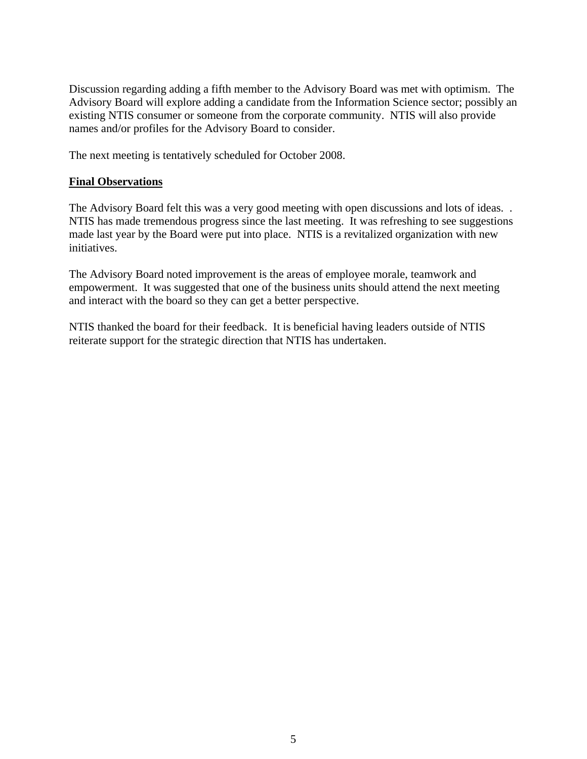Discussion regarding adding a fifth member to the Advisory Board was met with optimism. The Advisory Board will explore adding a candidate from the Information Science sector; possibly an existing NTIS consumer or someone from the corporate community. NTIS will also provide names and/or profiles for the Advisory Board to consider.

The next meeting is tentatively scheduled for October 2008.

**Final Observations**

The Advisory Board felt this was a very good meeting with open discussions and lots of ideas. . NTIS has made tremendous progress since the last meeting. It was refreshing to see suggestions made last year by the Board were put into place. NTIS is a revitalized organization with new initiatives.

The Advisory Board noted improvement is the areas of employee morale, teamwork and empowerment. It was suggested that one of the business units should attend the next meeting and interact with the board so they can get a better perspective.

NTIS thanked the board for their feedback. It is beneficial having leaders outside of NTIS reiterate support for the strategic direction that NTIS has undertaken.